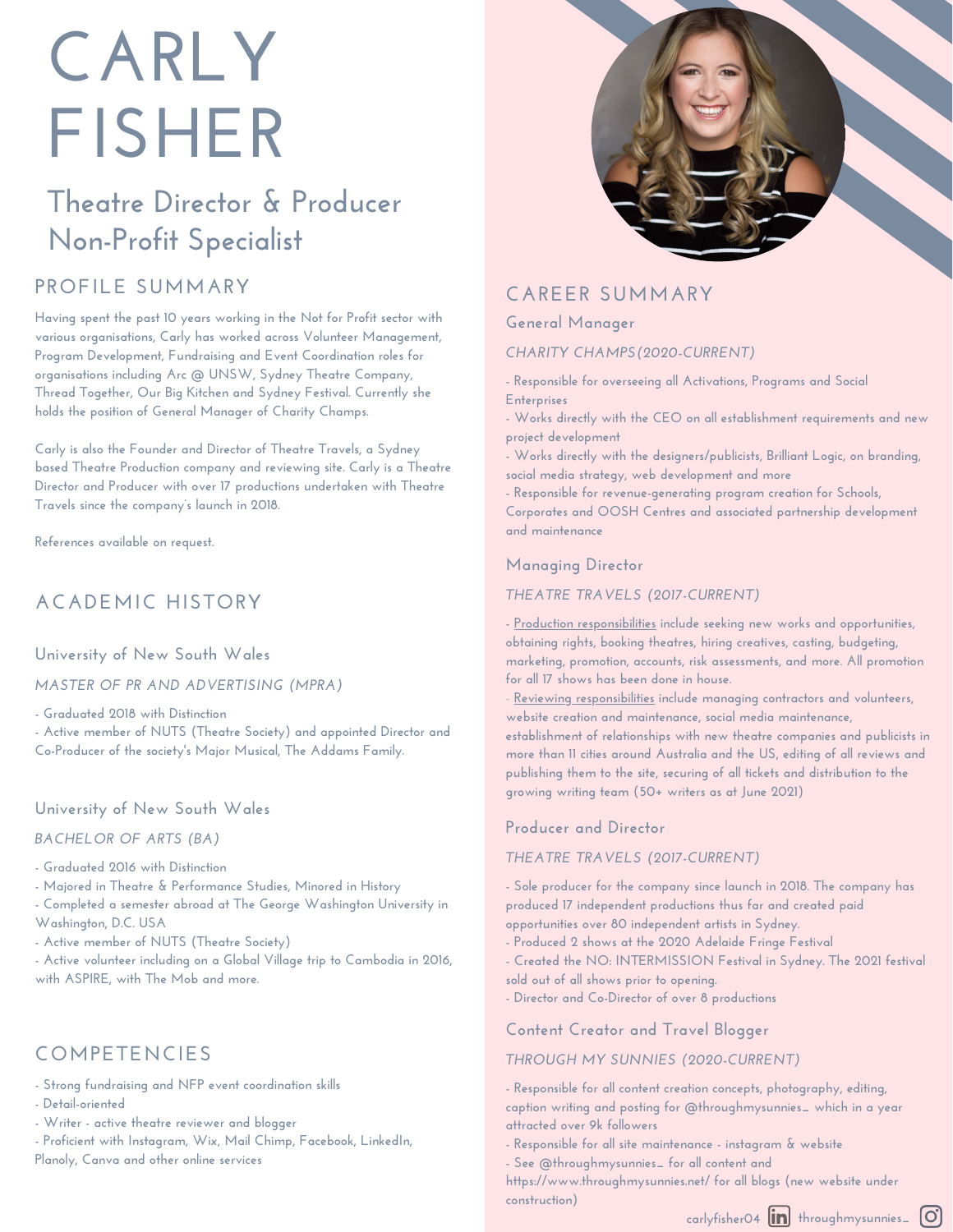# CARLY FISHER

## Theatre Director & Producer
## Non-Profit Specialist

## PROFILE SUMMARY

Having spent the past 10 years working in the Not for Profit sector with various organisations, Carly has worked across Volunteer Management, Program Development, Fundraising and Event Coordination roles for organisations including Arc @ UNSW, Sydney Theatre Company, Thread Together, Our Big Kitchen and Sydney Festival. Currently she holds the position of General Manager of Charity Champs.

Carly is also the Founder and Director of Theatre Travels, a Sydney based Theatre Production company and reviewing site. Carly is a Theatre Director and Producer with over 17 productions undertaken with Theatre Travels since the company's launch in 2018.

References available on request.

## ACADEMIC HISTORY

### University of New South Wales

*MASTER OF PR AND ADVERTISING (MPRA)*

- Graduated 2018 with Distinction
- Active member of NUTS (Theatre Society) and appointed Director and Co-Producer of the society's Major Musical, The Addams Family.

### University of New South Wales

*BACHELOR OF ARTS (BA)*

- Graduated 2016 with Distinction
- Majored in Theatre & Performance Studies, Minored in History
- Completed a semester abroad at The George Washington University in Washington, D.C. USA
- Active member of NUTS (Theatre Society)
- Active volunteer including on a Global Village trip to Cambodia in 2016, with ASPIRE, with The Mob and more.

## COMPETENCIES

- Strong fundraising and NFP event coordination skills
- Detail-oriented
- Writer - active theatre reviewer and blogger
- Proficient with Instagram, Wix, Mail Chimp, Facebook, LinkedIn, Planoly, Canva and other online services

## CAREER SUMMARY

### General Manager

*CHARITY CHAMPS (2020-CURRENT)*

- Responsible for overseeing all Activations, Programs and Social Enterprises
- Works directly with the CEO on all establishment requirements and new project development
- Works directly with the designers/publicists, Brilliant Logic, on branding, social media strategy, web development and more
- Responsible for revenue-generating program creation for Schools, Corporates and OOSH Centres and associated partnership development and maintenance

### Managing Director

*THEATRE TRAVELS (2017-CURRENT)*

- Production responsibilities include seeking new works and opportunities, obtaining rights, booking theatres, hiring creatives, casting, budgeting, marketing, promotion, accounts, risk assessments, and more. All promotion for all 17 shows has been done in house.
- Reviewing responsibilities include managing contractors and volunteers, website creation and maintenance, social media maintenance, establishment of relationships with new theatre companies and publicists in more than 11 cities around Australia and the US, editing of all reviews and publishing them to the site, securing of all tickets and distribution to the growing writing team (50+ writers as at June 2021)

### Producer and Director

*THEATRE TRAVELS (2017-CURRENT)*

- Sole producer for the company since launch in 2018. The company has produced 17 independent productions thus far and created paid opportunities over 80 independent artists in Sydney.
- Produced 2 shows at the 2020 Adelaide Fringe Festival
- Created the NO: INTERMISSION Festival in Sydney. The 2021 festival sold out of all shows prior to opening.
- Director and Co-Director of over 8 productions

### Content Creator and Travel Blogger

*THROUGH MY SUNNIES (2020-CURRENT)*

- Responsible for all content creation concepts, photography, editing, caption writing and posting for @throughmysunnies_ which in a year attracted over 9k followers
- Responsible for all site maintenance - instagram & website
- See @throughmysunnies_ for all content and https://www.throughmysunnies.net/ for all blogs (new website under construction)

carlyfisher04 (LinkedIn) throughmysunnies_ (Instagram)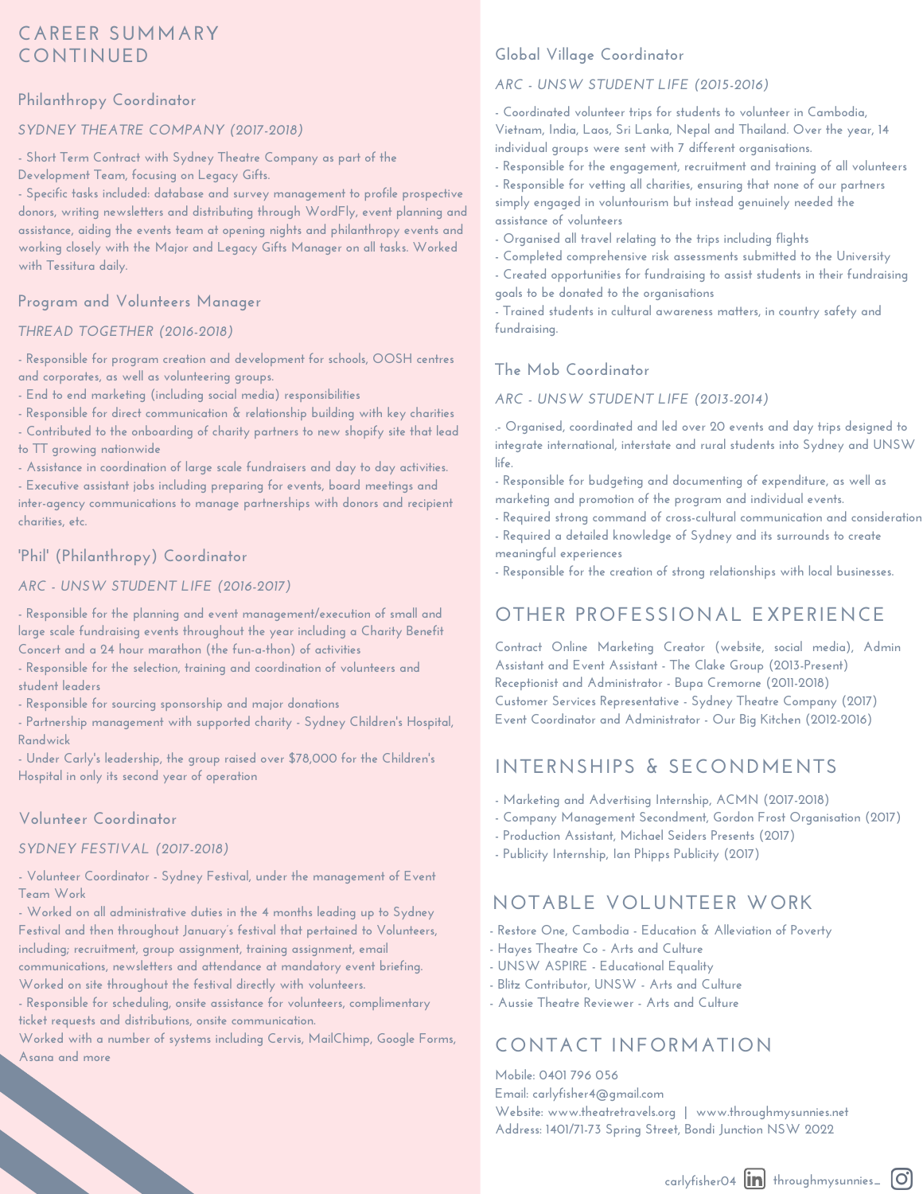# CAREER SUMMARY CONTINUED

## Philanthropy Coordinator

*SYDNEY THEATRE COMPANY (2017-2018)*

- Short Term Contract with Sydney Theatre Company as part of the Development Team, focusing on Legacy Gifts.
- Specific tasks included: database and survey management to profile prospective donors, writing newsletters and distributing through WordFly, event planning and assistance, aiding the events team at opening nights and philanthropy events and working closely with the Major and Legacy Gifts Manager on all tasks. Worked with Tessitura daily.

## Program and Volunteers Manager

*THREAD TOGETHER (2016-2018)*

- Responsible for program creation and development for schools, OOSH centres and corporates, as well as volunteering groups.
- End to end marketing (including social media) responsibilities
- Responsible for direct communication & relationship building with key charities
- Contributed to the onboarding of charity partners to new shopify site that lead to TT growing nationwide
- Assistance in coordination of large scale fundraisers and day to day activities.
- Executive assistant jobs including preparing for events, board meetings and inter-agency communications to manage partnerships with donors and recipient charities, etc.

## 'Phil' (Philanthropy) Coordinator

*ARC - UNSW STUDENT LIFE (2016-2017)*

- Responsible for the planning and event management/execution of small and large scale fundraising events throughout the year including a Charity Benefit Concert and a 24 hour marathon (the fun-a-thon) of activities
- Responsible for the selection, training and coordination of volunteers and student leaders
- Responsible for sourcing sponsorship and major donations
- Partnership management with supported charity - Sydney Children's Hospital, Randwick
- Under Carly's leadership, the group raised over $78,000 for the Children's Hospital in only its second year of operation

## Volunteer Coordinator

*SYDNEY FESTIVAL (2017-2018)*

- Volunteer Coordinator - Sydney Festival, under the management of Event Team Work
- Worked on all administrative duties in the 4 months leading up to Sydney Festival and then throughout January's festival that pertained to Volunteers, including; recruitment, group assignment, training assignment, email communications, newsletters and attendance at mandatory event briefing. Worked on site throughout the festival directly with volunteers.
- Responsible for scheduling, onsite assistance for volunteers, complimentary ticket requests and distributions, onsite communication.

Worked with a number of systems including Cervis, MailChimp, Google Forms, Asana and more

## Global Village Coordinator

*ARC - UNSW STUDENT LIFE (2015-2016)*

- Coordinated volunteer trips for students to volunteer in Cambodia, Vietnam, India, Laos, Sri Lanka, Nepal and Thailand. Over the year, 14 individual groups were sent with 7 different organisations.
- Responsible for the engagement, recruitment and training of all volunteers
- Responsible for vetting all charities, ensuring that none of our partners simply engaged in voluntourism but instead genuinely needed the assistance of volunteers
- Organised all travel relating to the trips including flights
- Completed comprehensive risk assessments submitted to the University
- Created opportunities for fundraising to assist students in their fundraising goals to be donated to the organisations
- Trained students in cultural awareness matters, in country safety and fundraising.

## The Mob Coordinator

*ARC - UNSW STUDENT LIFE (2013-2014)*

.- Organised, coordinated and led over 20 events and day trips designed to integrate international, interstate and rural students into Sydney and UNSW life.
- Responsible for budgeting and documenting of expenditure, as well as marketing and promotion of the program and individual events.
- Required strong command of cross-cultural communication and consideration
- Required a detailed knowledge of Sydney and its surrounds to create meaningful experiences
- Responsible for the creation of strong relationships with local businesses.

# OTHER PROFESSIONAL EXPERIENCE

Contract Online Marketing Creator (website, social media), Admin Assistant and Event Assistant - The Clake Group (2013-Present)
Receptionist and Administrator - Bupa Cremorne (2011-2018)
Customer Services Representative - Sydney Theatre Company (2017)
Event Coordinator and Administrator - Our Big Kitchen (2012-2016)

# INTERNSHIPS & SECONDMENTS

- Marketing and Advertising Internship, ACMN (2017-2018)
- Company Management Secondment, Gordon Frost Organisation (2017)
- Production Assistant, Michael Seiders Presents (2017)
- Publicity Internship, Ian Phipps Publicity (2017)

# NOTABLE VOLUNTEER WORK

- Restore One, Cambodia - Education & Alleviation of Poverty
- Hayes Theatre Co - Arts and Culture
- UNSW ASPIRE - Educational Equality
- Blitz Contributor, UNSW - Arts and Culture
- Aussie Theatre Reviewer - Arts and Culture

# CONTACT INFORMATION

Mobile: 0401 796 056
Email: carlyfisher4@gmail.com
Website: www.theatretravels.org | www.throughmysunnies.net
Address: 1401/71-73 Spring Street, Bondi Junction NSW 2022

carlyfisher04 throughmysunnies_